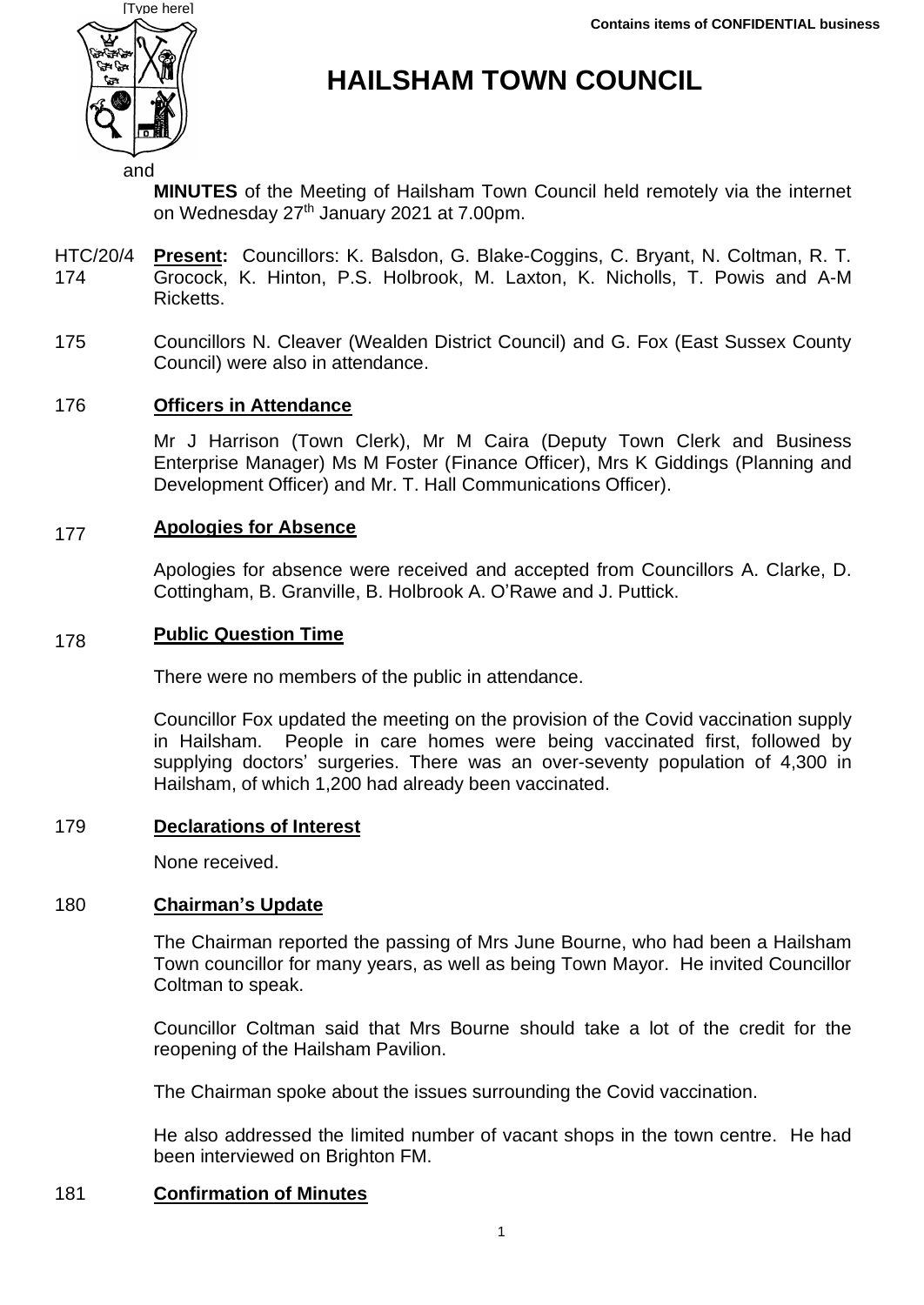**Contains items of CONFIDENTIAL business**

# HAILSHAM TOWN COUNCIL

and

**MINUTES** of the Meeting of Hailsham Town Council held remotely via the internet on Wednesday 27th January 2021 at 7.00pm.

HTC/20/4174 **Present:** Councillors: K. Balsdon, G. Blake-Coggins, C. Bryant, N. Coltman, R. T. Grocock, K. Hinton, P.S. Holbrook, M. Laxton, K. Nicholls, T. Powis and A-M Ricketts.

175 Councillors N. Cleaver (Wealden District Council) and G. Fox (East Sussex County Council) were also in attendance.

## 176 Officers in Attendance

Mr J Harrison (Town Clerk), Mr M Caira (Deputy Town Clerk and Business Enterprise Manager) Ms M Foster (Finance Officer), Mrs K Giddings (Planning and Development Officer) and Mr. T. Hall Communications Officer).

## 177 Apologies for Absence

Apologies for absence were received and accepted from Councillors A. Clarke, D. Cottingham, B. Granville, B. Holbrook A. O'Rawe and J. Puttick.

## 178 Public Question Time

There were no members of the public in attendance.

Councillor Fox updated the meeting on the provision of the Covid vaccination supply in Hailsham. People in care homes were being vaccinated first, followed by supplying doctors' surgeries. There was an over-seventy population of 4,300 in Hailsham, of which 1,200 had already been vaccinated.

## 179 Declarations of Interest

None received.

## 180 Chairman's Update

The Chairman reported the passing of Mrs June Bourne, who had been a Hailsham Town councillor for many years, as well as being Town Mayor. He invited Councillor Coltman to speak.

Councillor Coltman said that Mrs Bourne should take a lot of the credit for the reopening of the Hailsham Pavilion.

The Chairman spoke about the issues surrounding the Covid vaccination.

He also addressed the limited number of vacant shops in the town centre. He had been interviewed on Brighton FM.

## 181 Confirmation of Minutes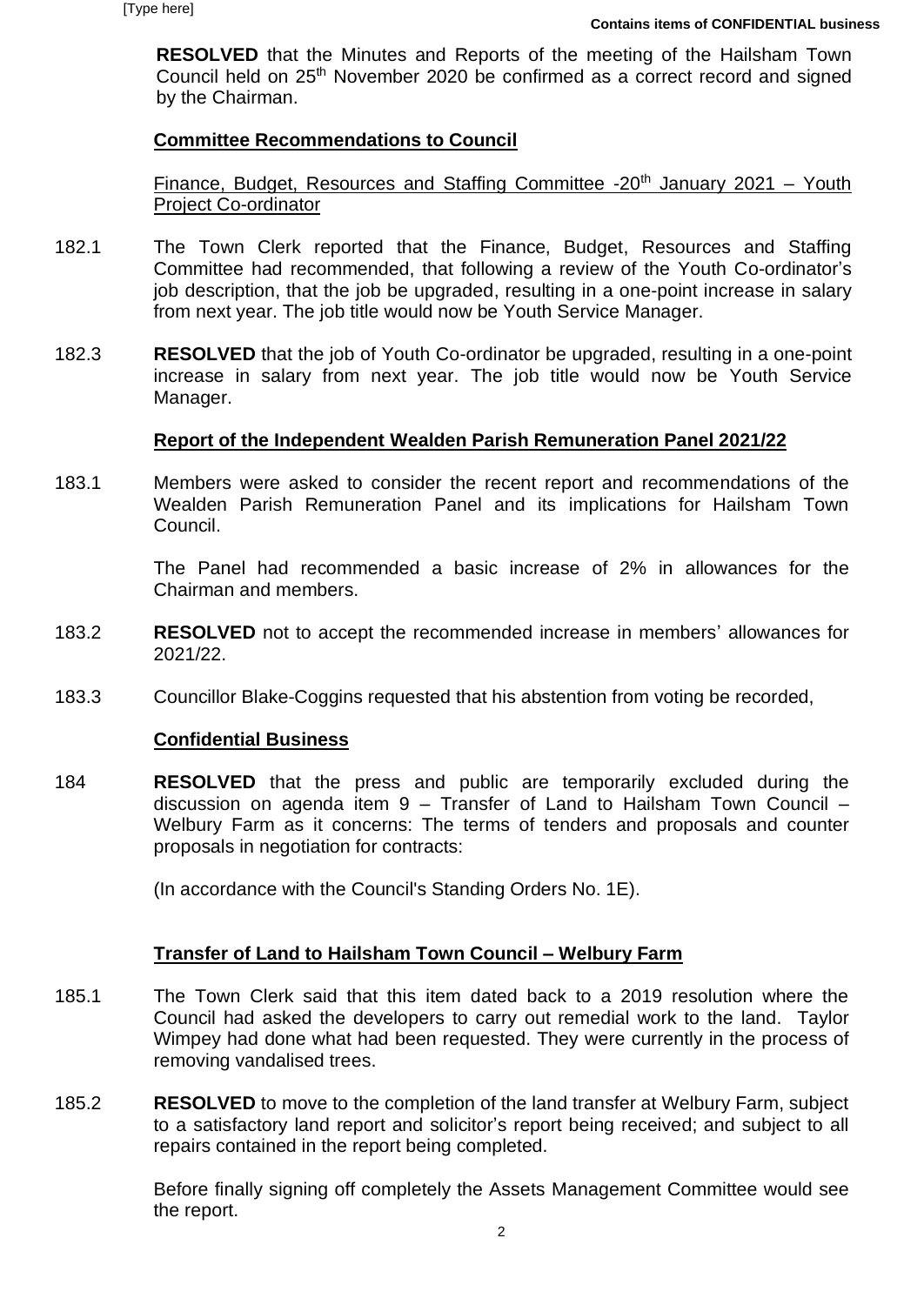**RESOLVED** that the Minutes and Reports of the meeting of the Hailsham Town Council held on 25th November 2020 be confirmed as a correct record and signed by the Chairman.

**Committee Recommendations to Council**

Finance, Budget, Resources and Staffing Committee -20th January 2021 – Youth Project Co-ordinator

182.1 The Town Clerk reported that the Finance, Budget, Resources and Staffing Committee had recommended, that following a review of the Youth Co-ordinator's job description, that the job be upgraded, resulting in a one-point increase in salary from next year. The job title would now be Youth Service Manager.

182.3 **RESOLVED** that the job of Youth Co-ordinator be upgraded, resulting in a one-point increase in salary from next year. The job title would now be Youth Service Manager.

**Report of the Independent Wealden Parish Remuneration Panel 2021/22**

183.1 Members were asked to consider the recent report and recommendations of the Wealden Parish Remuneration Panel and its implications for Hailsham Town Council.

The Panel had recommended a basic increase of 2% in allowances for the Chairman and members.

183.2 **RESOLVED** not to accept the recommended increase in members' allowances for 2021/22.

183.3 Councillor Blake-Coggins requested that his abstention from voting be recorded,

**Confidential Business**

184 **RESOLVED** that the press and public are temporarily excluded during the discussion on agenda item 9 – Transfer of Land to Hailsham Town Council – Welbury Farm as it concerns: The terms of tenders and proposals and counter proposals in negotiation for contracts:

(In accordance with the Council's Standing Orders No. 1E).

**Transfer of Land to Hailsham Town Council – Welbury Farm**

185.1 The Town Clerk said that this item dated back to a 2019 resolution where the Council had asked the developers to carry out remedial work to the land. Taylor Wimpey had done what had been requested. They were currently in the process of removing vandalised trees.

185.2 **RESOLVED** to move to the completion of the land transfer at Welbury Farm, subject to a satisfactory land report and solicitor's report being received; and subject to all repairs contained in the report being completed.

Before finally signing off completely the Assets Management Committee would see the report.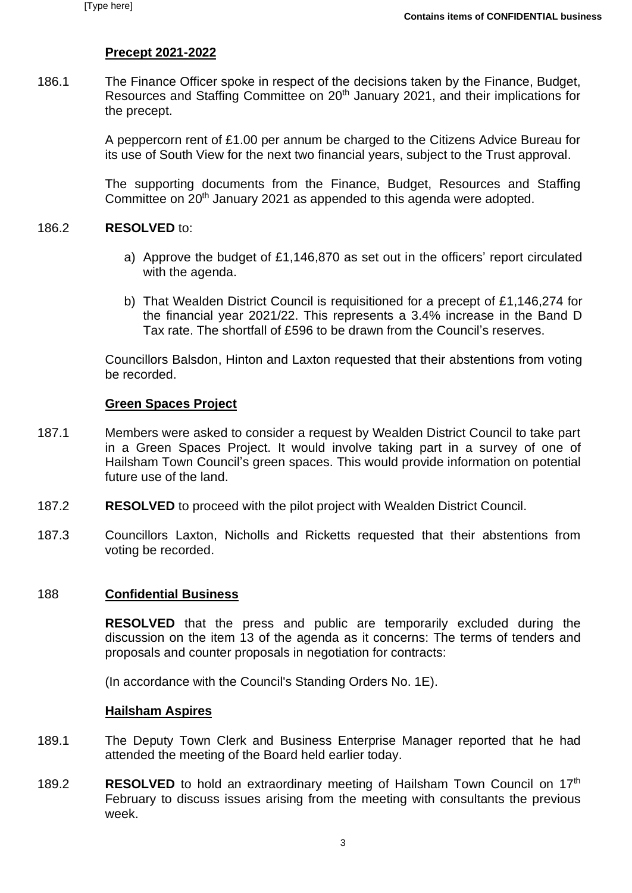**Precept 2021-2022**

186.1 The Finance Officer spoke in respect of the decisions taken by the Finance, Budget, Resources and Staffing Committee on 20th January 2021, and their implications for the precept.

A peppercorn rent of £1.00 per annum be charged to the Citizens Advice Bureau for its use of South View for the next two financial years, subject to the Trust approval.

The supporting documents from the Finance, Budget, Resources and Staffing Committee on 20th January 2021 as appended to this agenda were adopted.

186.2 **RESOLVED** to:

a) Approve the budget of £1,146,870 as set out in the officers' report circulated with the agenda.

b) That Wealden District Council is requisitioned for a precept of £1,146,274 for the financial year 2021/22. This represents a 3.4% increase in the Band D Tax rate. The shortfall of £596 to be drawn from the Council's reserves.

Councillors Balsdon, Hinton and Laxton requested that their abstentions from voting be recorded.

**Green Spaces Project**

187.1 Members were asked to consider a request by Wealden District Council to take part in a Green Spaces Project. It would involve taking part in a survey of one of Hailsham Town Council's green spaces. This would provide information on potential future use of the land.

187.2 **RESOLVED** to proceed with the pilot project with Wealden District Council.

187.3 Councillors Laxton, Nicholls and Ricketts requested that their abstentions from voting be recorded.

188 **Confidential Business**

**RESOLVED** that the press and public are temporarily excluded during the discussion on the item 13 of the agenda as it concerns: The terms of tenders and proposals and counter proposals in negotiation for contracts:

(In accordance with the Council's Standing Orders No. 1E).

**Hailsham Aspires**

189.1 The Deputy Town Clerk and Business Enterprise Manager reported that he had attended the meeting of the Board held earlier today.

189.2 **RESOLVED** to hold an extraordinary meeting of Hailsham Town Council on 17th February to discuss issues arising from the meeting with consultants the previous week.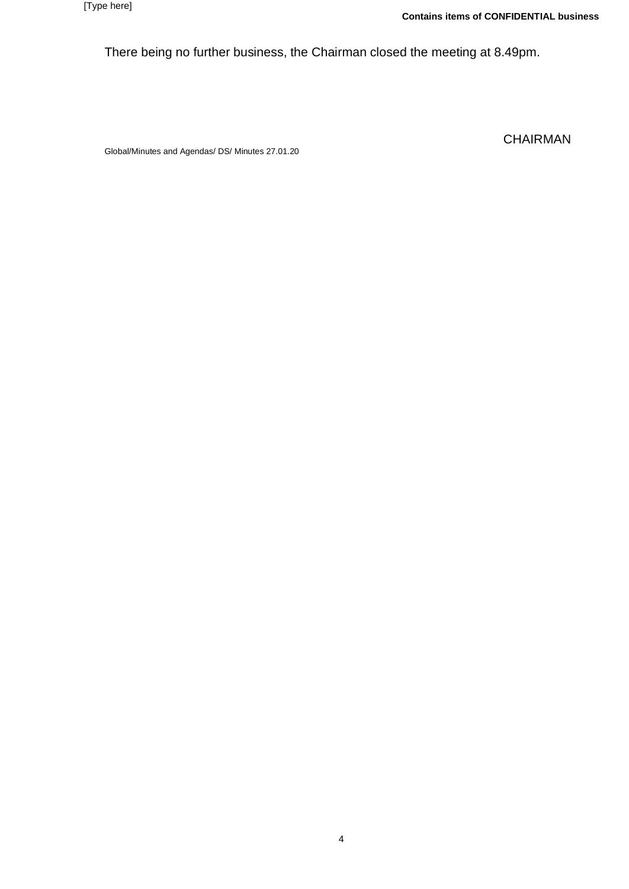There being no further business, the Chairman closed the meeting at 8.49pm.

CHAIRMAN

Global/Minutes and Agendas/ DS/ Minutes 27.01.20